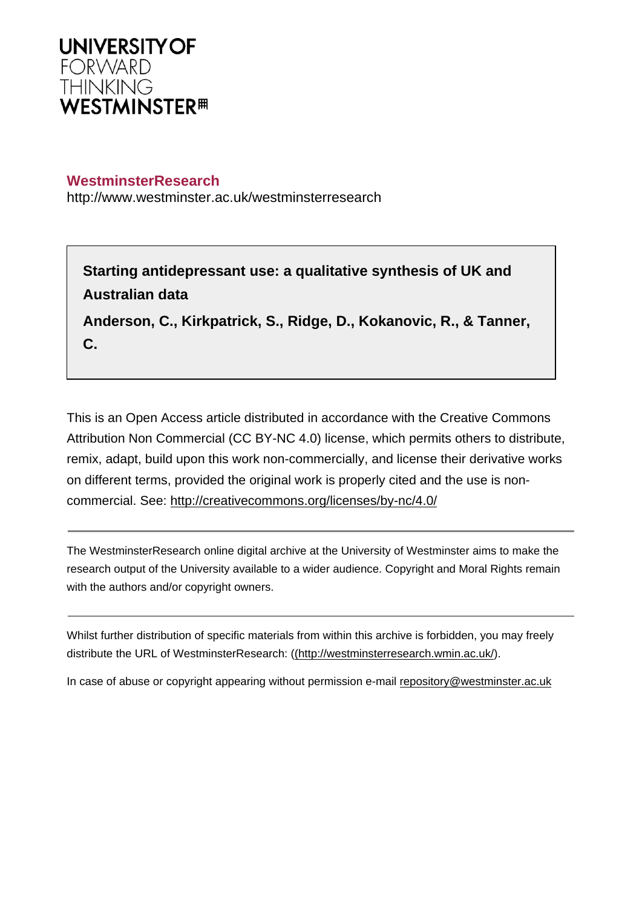UNIVERSITY OF
FORWARD
THINKING
WESTMINSTER

**WestminsterResearch**
http://www.westminster.ac.uk/westminsterresearch

**Starting antidepressant use: a qualitative synthesis of UK and Australian data**

**Anderson, C., Kirkpatrick, S., Ridge, D., Kokanovic, R., & Tanner, C.**

This is an Open Access article distributed in accordance with the Creative Commons Attribution Non Commercial (CC BY-NC 4.0) license, which permits others to distribute, remix, adapt, build upon this work non-commercially, and license their derivative works on different terms, provided the original work is properly cited and the use is non-commercial. See: http://creativecommons.org/licenses/by-nc/4.0/

---

The WestminsterResearch online digital archive at the University of Westminster aims to make the research output of the University available to a wider audience. Copyright and Moral Rights remain with the authors and/or copyright owners.

---

Whilst further distribution of specific materials from within this archive is forbidden, you may freely distribute the URL of WestminsterResearch: ((http://westminsterresearch.wmin.ac.uk/).

In case of abuse or copyright appearing without permission e-mail repository@westminster.ac.uk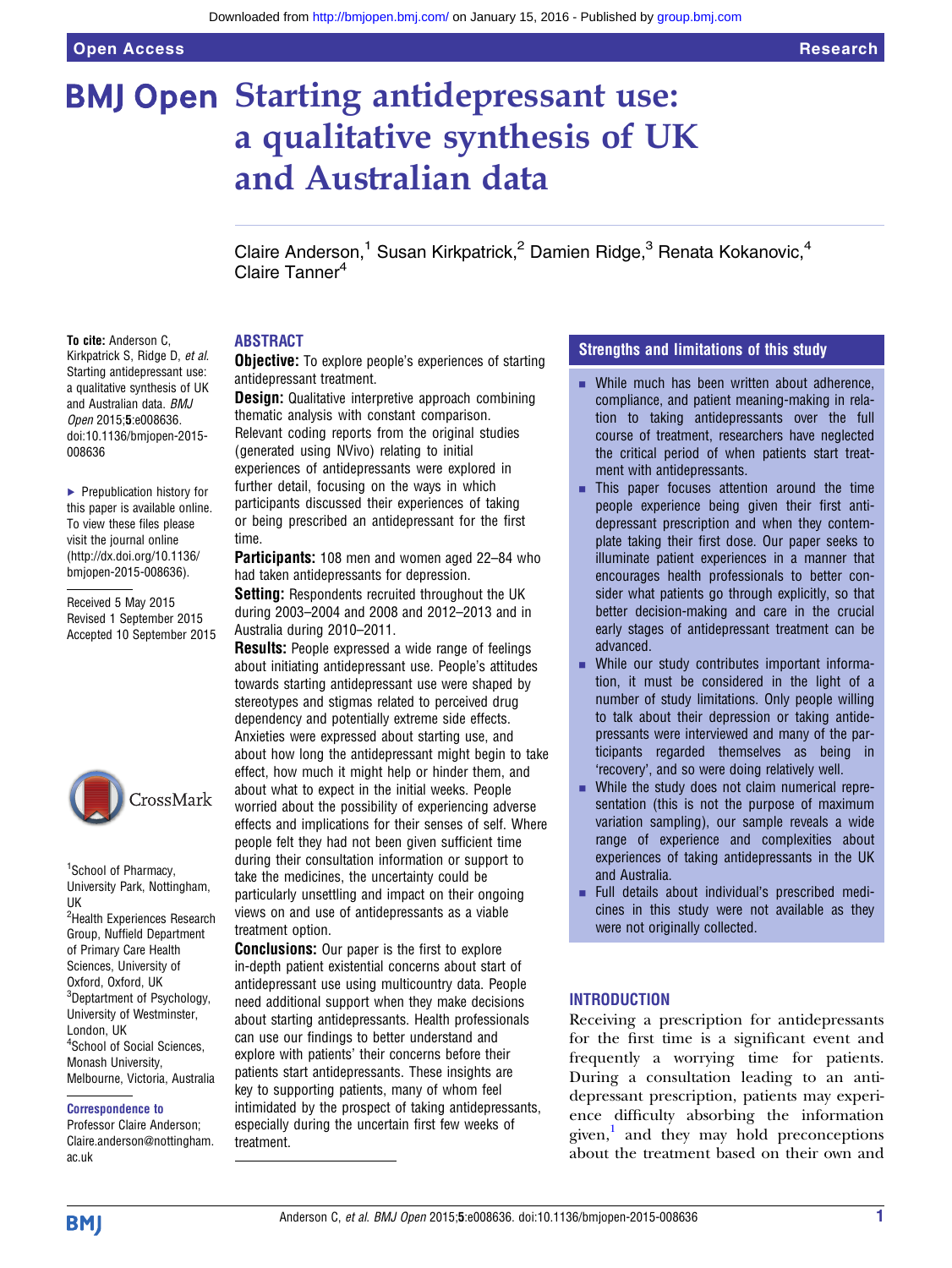# Starting antidepressant use: a qualitative synthesis of UK and Australian data

Claire Anderson,[1] Susan Kirkpatrick,[2] Damien Ridge,[3] Renata Kokanovic,[4] Claire Tanner[4]

**To cite:** Anderson C, Kirkpatrick S, Ridge D, *et al.* Starting antidepressant use: a qualitative synthesis of UK and Australian data. *BMJ Open* 2015;**5**:e008636. doi:10.1136/bmjopen-2015-008636

► Prepublication history for this paper is available online. To view these files please visit the journal online (http://dx.doi.org/10.1136/bmjopen-2015-008636).

Received 5 May 2015
Revised 1 September 2015
Accepted 10 September 2015

[1]School of Pharmacy, University Park, Nottingham, UK
[2]Health Experiences Research Group, Nuffield Department of Primary Care Health Sciences, University of Oxford, Oxford, UK
[3]Deptartment of Psychology, University of Westminster, London, UK
[4]School of Social Sciences, Monash University, Melbourne, Victoria, Australia

**Correspondence to**
Professor Claire Anderson; Claire.anderson@nottingham.ac.uk

## ABSTRACT

**Objective:** To explore people's experiences of starting antidepressant treatment.

**Design:** Qualitative interpretive approach combining thematic analysis with constant comparison. Relevant coding reports from the original studies (generated using NVivo) relating to initial experiences of antidepressants were explored in further detail, focusing on the ways in which participants discussed their experiences of taking or being prescribed an antidepressant for the first time.

**Participants:** 108 men and women aged 22–84 who had taken antidepressants for depression.

**Setting:** Respondents recruited throughout the UK during 2003–2004 and 2008 and 2012–2013 and in Australia during 2010–2011.

**Results:** People expressed a wide range of feelings about initiating antidepressant use. People's attitudes towards starting antidepressant use were shaped by stereotypes and stigmas related to perceived drug dependency and potentially extreme side effects. Anxieties were expressed about starting use, and about how long the antidepressant might begin to take effect, how much it might help or hinder them, and about what to expect in the initial weeks. People worried about the possibility of experiencing adverse effects and implications for their senses of self. Where people felt they had not been given sufficient time during their consultation information or support to take the medicines, the uncertainty could be particularly unsettling and impact on their ongoing views on and use of antidepressants as a viable treatment option.

**Conclusions:** Our paper is the first to explore in-depth patient existential concerns about start of antidepressant use using multicountry data. People need additional support when they make decisions about starting antidepressants. Health professionals can use our findings to better understand and explore with patients' their concerns before their patients start antidepressants. These insights are key to supporting patients, many of whom feel intimidated by the prospect of taking antidepressants, especially during the uncertain first few weeks of treatment.

## Strengths and limitations of this study

- While much has been written about adherence, compliance, and patient meaning-making in relation to taking antidepressants over the full course of treatment, researchers have neglected the critical period of when patients start treatment with antidepressants.
- This paper focuses attention around the time people experience being given their first antidepressant prescription and when they contemplate taking their first dose. Our paper seeks to illuminate patient experiences in a manner that encourages health professionals to better consider what patients go through explicitly, so that better decision-making and care in the crucial early stages of antidepressant treatment can be advanced.
- While our study contributes important information, it must be considered in the light of a number of study limitations. Only people willing to talk about their depression or taking antidepressants were interviewed and many of the participants regarded themselves as being in 'recovery', and so were doing relatively well.
- While the study does not claim numerical representation (this is not the purpose of maximum variation sampling), our sample reveals a wide range of experience and complexities about experiences of taking antidepressants in the UK and Australia.
- Full details about individual's prescribed medicines in this study were not available as they were not originally collected.

## INTRODUCTION

Receiving a prescription for antidepressants for the first time is a significant event and frequently a worrying time for patients. During a consultation leading to an antidepressant prescription, patients may experience difficulty absorbing the information given,[1] and they may hold preconceptions about the treatment based on their own and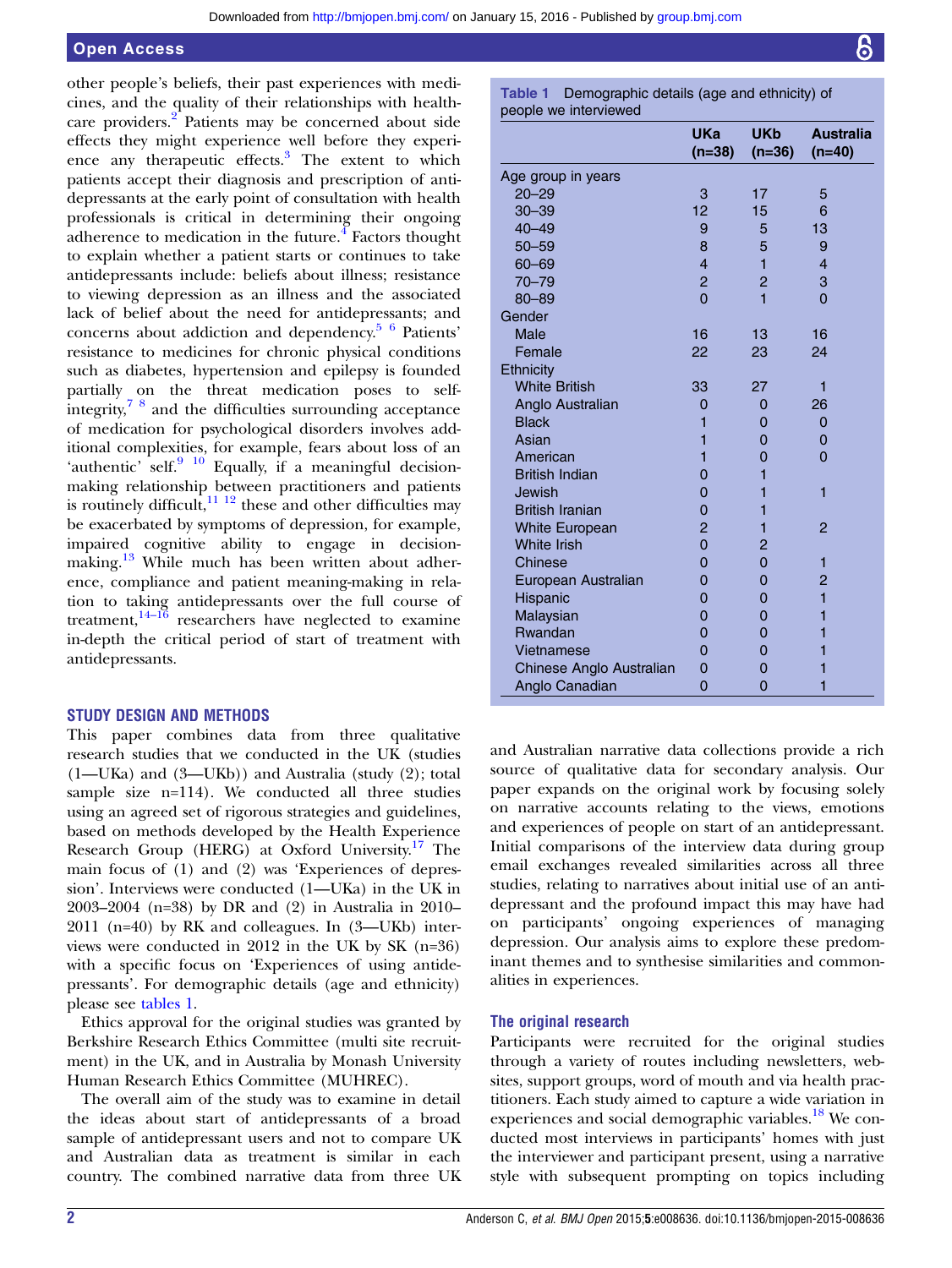other people's beliefs, their past experiences with medicines, and the quality of their relationships with healthcare providers.[2] Patients may be concerned about side effects they might experience well before they experience any therapeutic effects.[3] The extent to which patients accept their diagnosis and prescription of antidepressants at the early point of consultation with health professionals is critical in determining their ongoing adherence to medication in the future.[4] Factors thought to explain whether a patient starts or continues to take antidepressants include: beliefs about illness; resistance to viewing depression as an illness and the associated lack of belief about the need for antidepressants; and concerns about addiction and dependency.[5 6] Patients' resistance to medicines for chronic physical conditions such as diabetes, hypertension and epilepsy is founded partially on the threat medication poses to self-integrity,[7 8] and the difficulties surrounding acceptance of medication for psychological disorders involves additional complexities, for example, fears about loss of an 'authentic' self.[9 10] Equally, if a meaningful decision-making relationship between practitioners and patients is routinely difficult,[11 12] these and other difficulties may be exacerbated by symptoms of depression, for example, impaired cognitive ability to engage in decision-making.[13] While much has been written about adherence, compliance and patient meaning-making in relation to taking antidepressants over the full course of treatment,[14–16] researchers have neglected to examine in-depth the critical period of start of treatment with antidepressants.

## STUDY DESIGN AND METHODS

This paper combines data from three qualitative research studies that we conducted in the UK (studies (1—UKa) and (3—UKb)) and Australia (study (2); total sample size n=114). We conducted all three studies using an agreed set of rigorous strategies and guidelines, based on methods developed by the Health Experience Research Group (HERG) at Oxford University.[17] The main focus of (1) and (2) was 'Experiences of depression'. Interviews were conducted (1—UKa) in the UK in 2003–2004 (n=38) by DR and (2) in Australia in 2010–2011 (n=40) by RK and colleagues. In (3—UKb) interviews were conducted in 2012 in the UK by SK (n=36) with a specific focus on 'Experiences of using antidepressants'. For demographic details (age and ethnicity) please see tables 1.

Ethics approval for the original studies was granted by Berkshire Research Ethics Committee (multi site recruitment) in the UK, and in Australia by Monash University Human Research Ethics Committee (MUHREC).

The overall aim of the study was to examine in detail the ideas about start of antidepressants of a broad sample of antidepressant users and not to compare UK and Australian data as treatment is similar in each country. The combined narrative data from three UK and Australian narrative data collections provide a rich source of qualitative data for secondary analysis. Our paper expands on the original work by focusing solely on narrative accounts relating to the views, emotions and experiences of people on start of an antidepressant. Initial comparisons of the interview data during group email exchanges revealed similarities across all three studies, relating to narratives about initial use of an antidepressant and the profound impact this may have had on participants' ongoing experiences of managing depression. Our analysis aims to explore these predominant themes and to synthesise similarities and commonalities in experiences.

**Table 1** Demographic details (age and ethnicity) of people we interviewed

| | UKa (n=38) | UKb (n=36) | Australia (n=40) |
|---|---|---|---|
| Age group in years | | | |
| 20–29 | 3 | 17 | 5 |
| 30–39 | 12 | 15 | 6 |
| 40–49 | 9 | 5 | 13 |
| 50–59 | 8 | 5 | 9 |
| 60–69 | 4 | 1 | 4 |
| 70–79 | 2 | 2 | 3 |
| 80–89 | 0 | 1 | 0 |
| Gender | | | |
| Male | 16 | 13 | 16 |
| Female | 22 | 23 | 24 |
| Ethnicity | | | |
| White British | 33 | 27 | 1 |
| Anglo Australian | 0 | 0 | 26 |
| Black | 1 | 0 | 0 |
| Asian | 1 | 0 | 0 |
| American | 1 | 0 | 0 |
| British Indian | 0 | 1 | |
| Jewish | 0 | 1 | 1 |
| British Iranian | 0 | 1 | |
| White European | 2 | 1 | 2 |
| White Irish | 0 | 2 | |
| Chinese | 0 | 0 | 1 |
| European Australian | 0 | 0 | 2 |
| Hispanic | 0 | 0 | 1 |
| Malaysian | 0 | 0 | 1 |
| Rwandan | 0 | 0 | 1 |
| Vietnamese | 0 | 0 | 1 |
| Chinese Anglo Australian | 0 | 0 | 1 |
| Anglo Canadian | 0 | 0 | 1 |

### The original research

Participants were recruited for the original studies through a variety of routes including newsletters, websites, support groups, word of mouth and via health practitioners. Each study aimed to capture a wide variation in experiences and social demographic variables.[18] We conducted most interviews in participants' homes with just the interviewer and participant present, using a narrative style with subsequent prompting on topics including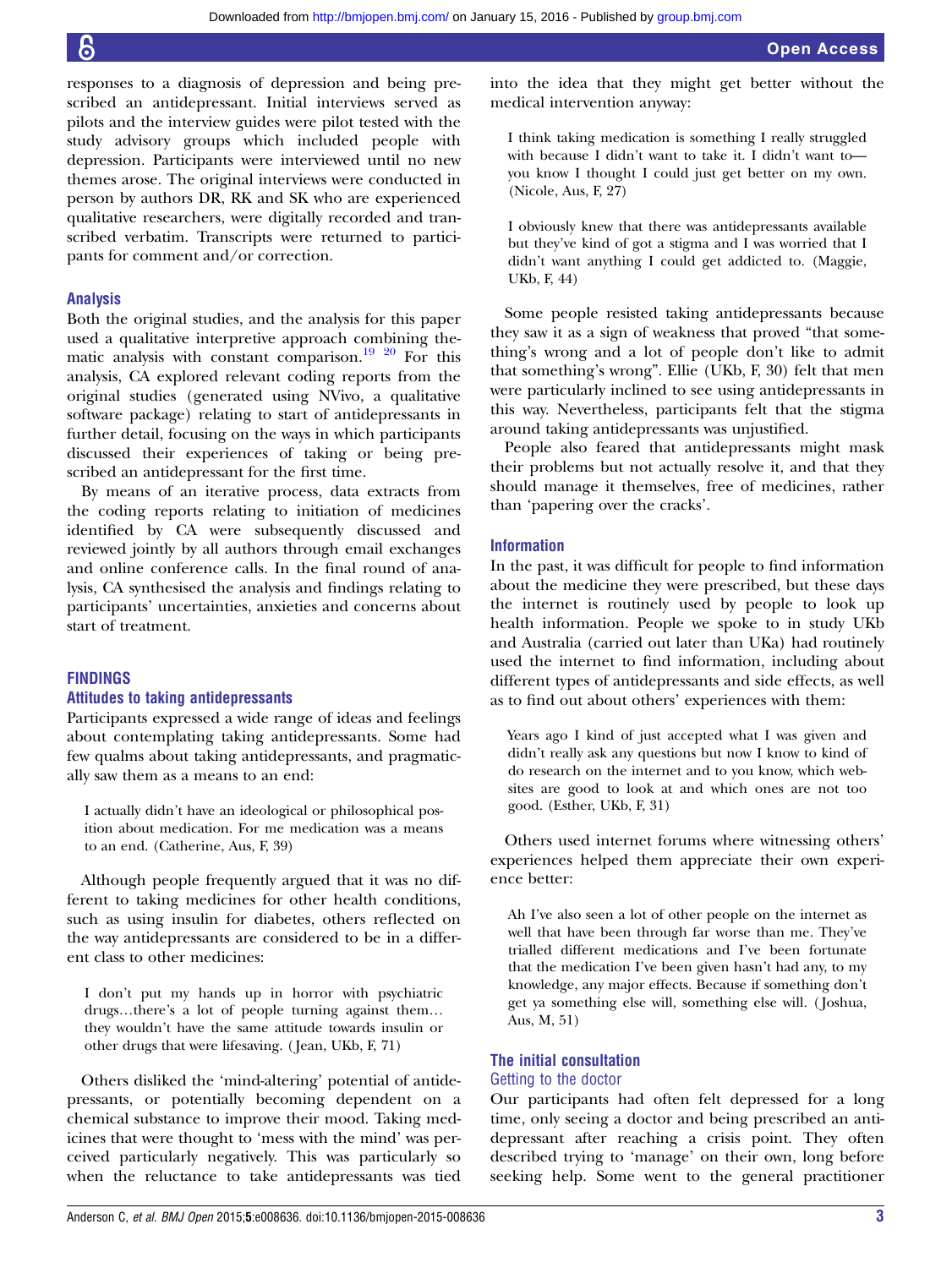responses to a diagnosis of depression and being prescribed an antidepressant. Initial interviews served as pilots and the interview guides were pilot tested with the study advisory groups which included people with depression. Participants were interviewed until no new themes arose. The original interviews were conducted in person by authors DR, RK and SK who are experienced qualitative researchers, were digitally recorded and transcribed verbatim. Transcripts were returned to participants for comment and/or correction.

### Analysis

Both the original studies, and the analysis for this paper used a qualitative interpretive approach combining thematic analysis with constant comparison.[19 20] For this analysis, CA explored relevant coding reports from the original studies (generated using NVivo, a qualitative software package) relating to start of antidepressants in further detail, focusing on the ways in which participants discussed their experiences of taking or being prescribed an antidepressant for the first time.

By means of an iterative process, data extracts from the coding reports relating to initiation of medicines identified by CA were subsequently discussed and reviewed jointly by all authors through email exchanges and online conference calls. In the final round of analysis, CA synthesised the analysis and findings relating to participants' uncertainties, anxieties and concerns about start of treatment.

## FINDINGS

### Attitudes to taking antidepressants

Participants expressed a wide range of ideas and feelings about contemplating taking antidepressants. Some had few qualms about taking antidepressants, and pragmatically saw them as a means to an end:

> I actually didn't have an ideological or philosophical position about medication. For me medication was a means to an end. (Catherine, Aus, F, 39)

Although people frequently argued that it was no different to taking medicines for other health conditions, such as using insulin for diabetes, others reflected on the way antidepressants are considered to be in a different class to other medicines:

> I don't put my hands up in horror with psychiatric drugs…there's a lot of people turning against them… they wouldn't have the same attitude towards insulin or other drugs that were lifesaving. (Jean, UKb, F, 71)

Others disliked the 'mind-altering' potential of antidepressants, or potentially becoming dependent on a chemical substance to improve their mood. Taking medicines that were thought to 'mess with the mind' was perceived particularly negatively. This was particularly so when the reluctance to take antidepressants was tied into the idea that they might get better without the medical intervention anyway:

> I think taking medication is something I really struggled with because I didn't want to take it. I didn't want to—you know I thought I could just get better on my own. (Nicole, Aus, F, 27)

> I obviously knew that there was antidepressants available but they've kind of got a stigma and I was worried that I didn't want anything I could get addicted to. (Maggie, UKb, F, 44)

Some people resisted taking antidepressants because they saw it as a sign of weakness that proved "that something's wrong and a lot of people don't like to admit that something's wrong". Ellie (UKb, F, 30) felt that men were particularly inclined to see using antidepressants in this way. Nevertheless, participants felt that the stigma around taking antidepressants was unjustified.

People also feared that antidepressants might mask their problems but not actually resolve it, and that they should manage it themselves, free of medicines, rather than 'papering over the cracks'.

### Information

In the past, it was difficult for people to find information about the medicine they were prescribed, but these days the internet is routinely used by people to look up health information. People we spoke to in study UKb and Australia (carried out later than UKa) had routinely used the internet to find information, including about different types of antidepressants and side effects, as well as to find out about others' experiences with them:

> Years ago I kind of just accepted what I was given and didn't really ask any questions but now I know to kind of do research on the internet and to you know, which websites are good to look at and which ones are not too good. (Esther, UKb, F, 31)

Others used internet forums where witnessing others' experiences helped them appreciate their own experience better:

> Ah I've also seen a lot of other people on the internet as well that have been through far worse than me. They've trialled different medications and I've been fortunate that the medication I've been given hasn't had any, to my knowledge, any major effects. Because if something don't get ya something else will, something else will. (Joshua, Aus, M, 51)

### The initial consultation

#### Getting to the doctor

Our participants had often felt depressed for a long time, only seeing a doctor and being prescribed an antidepressant after reaching a crisis point. They often described trying to 'manage' on their own, long before seeking help. Some went to the general practitioner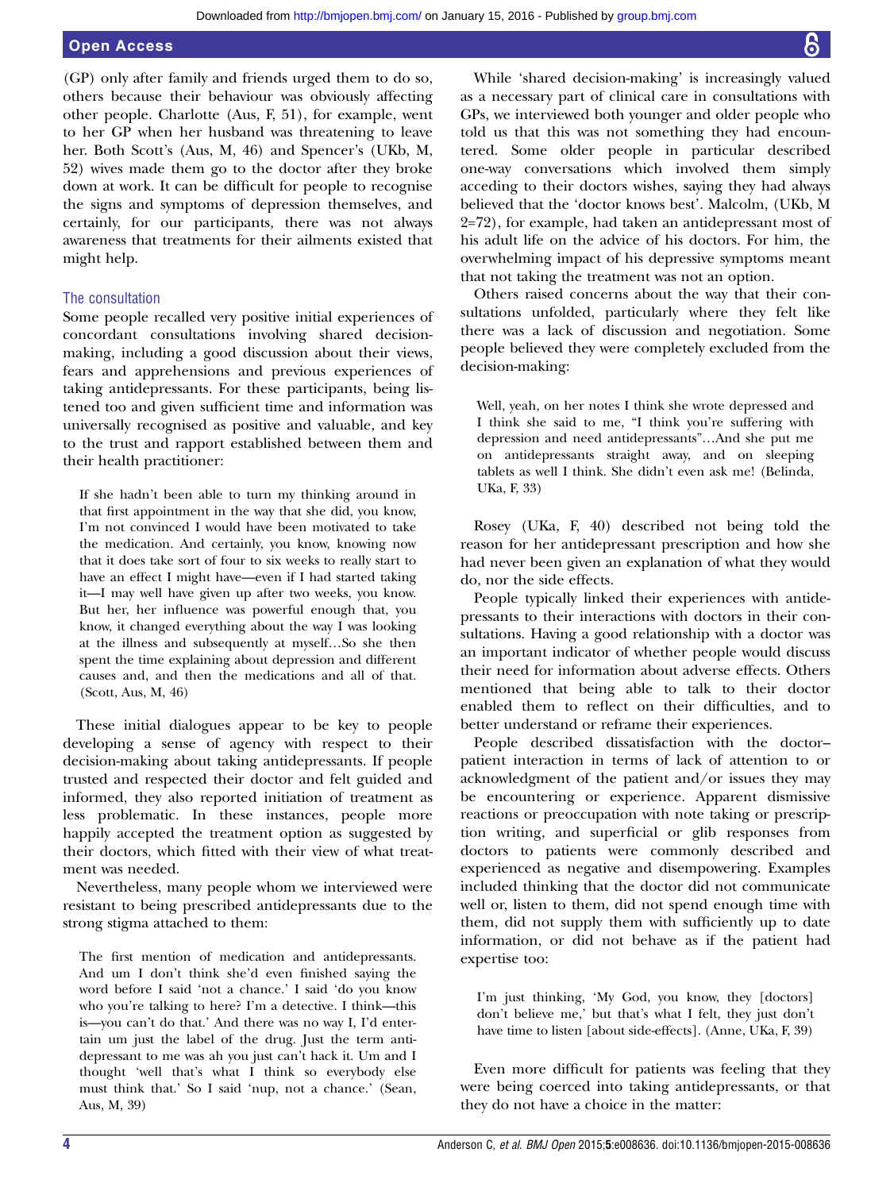(GP) only after family and friends urged them to do so, others because their behaviour was obviously affecting other people. Charlotte (Aus, F, 51), for example, went to her GP when her husband was threatening to leave her. Both Scott's (Aus, M, 46) and Spencer's (UKb, M, 52) wives made them go to the doctor after they broke down at work. It can be difficult for people to recognise the signs and symptoms of depression themselves, and certainly, for our participants, there was not always awareness that treatments for their ailments existed that might help.

### The consultation

Some people recalled very positive initial experiences of concordant consultations involving shared decision-making, including a good discussion about their views, fears and apprehensions and previous experiences of taking antidepressants. For these participants, being listened too and given sufficient time and information was universally recognised as positive and valuable, and key to the trust and rapport established between them and their health practitioner:

> If she hadn't been able to turn my thinking around in that first appointment in the way that she did, you know, I'm not convinced I would have been motivated to take the medication. And certainly, you know, knowing now that it does take sort of four to six weeks to really start to have an effect I might have—even if I had started taking it—I may well have given up after two weeks, you know. But her, her influence was powerful enough that, you know, it changed everything about the way I was looking at the illness and subsequently at myself…So she then spent the time explaining about depression and different causes and, and then the medications and all of that. (Scott, Aus, M, 46)

These initial dialogues appear to be key to people developing a sense of agency with respect to their decision-making about taking antidepressants. If people trusted and respected their doctor and felt guided and informed, they also reported initiation of treatment as less problematic. In these instances, people more happily accepted the treatment option as suggested by their doctors, which fitted with their view of what treatment was needed.

Nevertheless, many people whom we interviewed were resistant to being prescribed antidepressants due to the strong stigma attached to them:

> The first mention of medication and antidepressants. And um I don't think she'd even finished saying the word before I said 'not a chance.' I said 'do you know who you're talking to here? I'm a detective. I think—this is—you can't do that.' And there was no way I, I'd entertain um just the label of the drug. Just the term antidepressant to me was ah you just can't hack it. Um and I thought 'well that's what I think so everybody else must think that.' So I said 'nup, not a chance.' (Sean, Aus, M, 39)

While 'shared decision-making' is increasingly valued as a necessary part of clinical care in consultations with GPs, we interviewed both younger and older people who told us that this was not something they had encountered. Some older people in particular described one-way conversations which involved them simply acceding to their doctors wishes, saying they had always believed that the 'doctor knows best'. Malcolm, (UKb, M 2=72), for example, had taken an antidepressant most of his adult life on the advice of his doctors. For him, the overwhelming impact of his depressive symptoms meant that not taking the treatment was not an option.

Others raised concerns about the way that their consultations unfolded, particularly where they felt like there was a lack of discussion and negotiation. Some people believed they were completely excluded from the decision-making:

> Well, yeah, on her notes I think she wrote depressed and I think she said to me, "I think you're suffering with depression and need antidepressants"…And she put me on antidepressants straight away, and on sleeping tablets as well I think. She didn't even ask me! (Belinda, UKa, F, 33)

Rosey (UKa, F, 40) described not being told the reason for her antidepressant prescription and how she had never been given an explanation of what they would do, nor the side effects.

People typically linked their experiences with antidepressants to their interactions with doctors in their consultations. Having a good relationship with a doctor was an important indicator of whether people would discuss their need for information about adverse effects. Others mentioned that being able to talk to their doctor enabled them to reflect on their difficulties, and to better understand or reframe their experiences.

People described dissatisfaction with the doctor–patient interaction in terms of lack of attention to or acknowledgment of the patient and/or issues they may be encountering or experience. Apparent dismissive reactions or preoccupation with note taking or prescription writing, and superficial or glib responses from doctors to patients were commonly described and experienced as negative and disempowering. Examples included thinking that the doctor did not communicate well or, listen to them, did not spend enough time with them, did not supply them with sufficiently up to date information, or did not behave as if the patient had expertise too:

> I'm just thinking, 'My God, you know, they [doctors] don't believe me,' but that's what I felt, they just don't have time to listen [about side-effects]. (Anne, UKa, F, 39)

Even more difficult for patients was feeling that they were being coerced into taking antidepressants, or that they do not have a choice in the matter: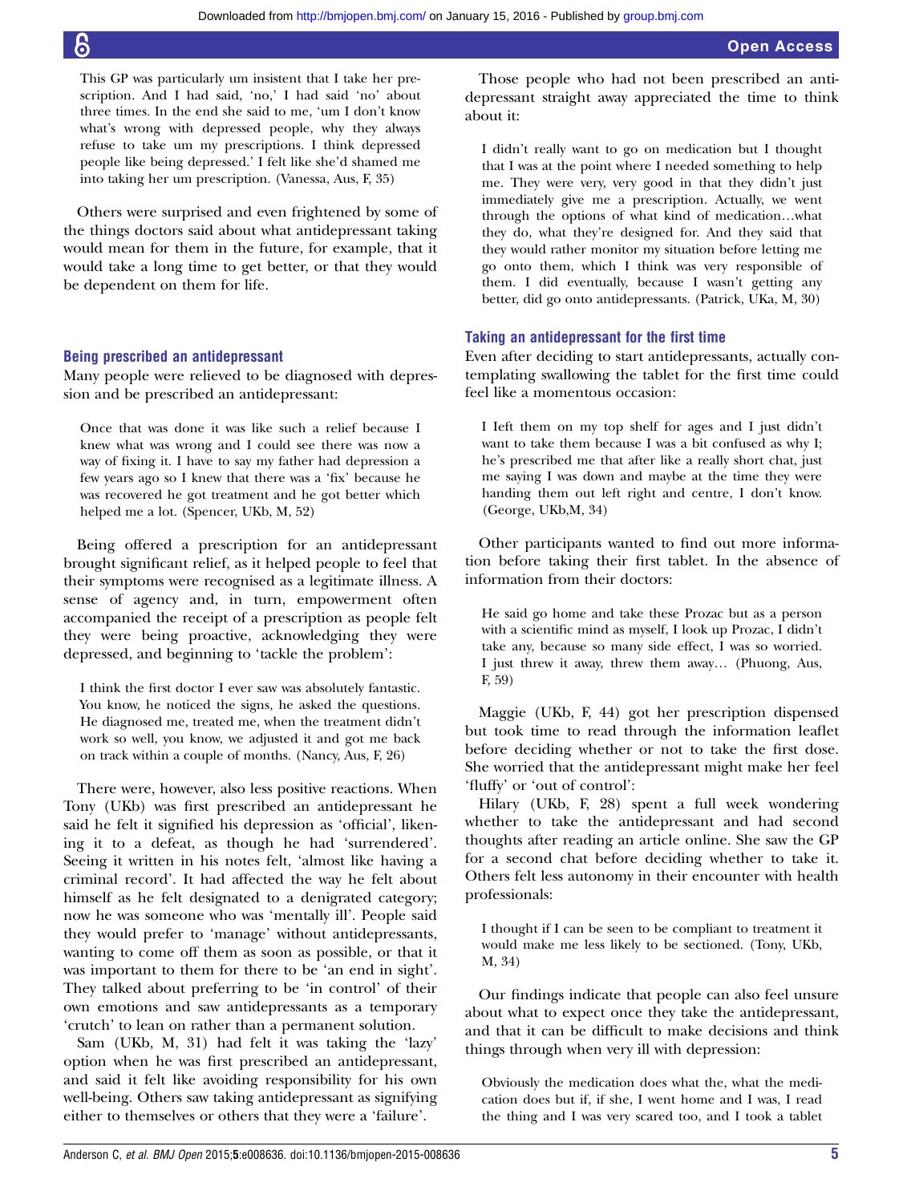This GP was particularly um insistent that I take her prescription. And I had said, 'no,' I had said 'no' about three times. In the end she said to me, 'um I don't know what's wrong with depressed people, why they always refuse to take um my prescriptions. I think depressed people like being depressed.' I felt like she'd shamed me into taking her um prescription. (Vanessa, Aus, F, 35)

Others were surprised and even frightened by some of the things doctors said about what antidepressant taking would mean for them in the future, for example, that it would take a long time to get better, or that they would be dependent on them for life.

### Being prescribed an antidepressant

Many people were relieved to be diagnosed with depression and be prescribed an antidepressant:

> Once that was done it was like such a relief because I knew what was wrong and I could see there was now a way of fixing it. I have to say my father had depression a few years ago so I knew that there was a 'fix' because he was recovered he got treatment and he got better which helped me a lot. (Spencer, UKb, M, 52)

Being offered a prescription for an antidepressant brought significant relief, as it helped people to feel that their symptoms were recognised as a legitimate illness. A sense of agency and, in turn, empowerment often accompanied the receipt of a prescription as people felt they were being proactive, acknowledging they were depressed, and beginning to 'tackle the problem':

> I think the first doctor I ever saw was absolutely fantastic. You know, he noticed the signs, he asked the questions. He diagnosed me, treated me, when the treatment didn't work so well, you know, we adjusted it and got me back on track within a couple of months. (Nancy, Aus, F, 26)

There were, however, also less positive reactions. When Tony (UKb) was first prescribed an antidepressant he said he felt it signified his depression as 'official', likening it to a defeat, as though he had 'surrendered'. Seeing it written in his notes felt, 'almost like having a criminal record'. It had affected the way he felt about himself as he felt designated to a denigrated category; now he was someone who was 'mentally ill'. People said they would prefer to 'manage' without antidepressants, wanting to come off them as soon as possible, or that it was important to them for there to be 'an end in sight'. They talked about preferring to be 'in control' of their own emotions and saw antidepressants as a temporary 'crutch' to lean on rather than a permanent solution.

Sam (UKb, M, 31) had felt it was taking the 'lazy' option when he was first prescribed an antidepressant, and said it felt like avoiding responsibility for his own well-being. Others saw taking antidepressant as signifying either to themselves or others that they were a 'failure'.

Those people who had not been prescribed an antidepressant straight away appreciated the time to think about it:

> I didn't really want to go on medication but I thought that I was at the point where I needed something to help me. They were very, very good in that they didn't just immediately give me a prescription. Actually, we went through the options of what kind of medication…what they do, what they're designed for. And they said that they would rather monitor my situation before letting me go onto them, which I think was very responsible of them. I did eventually, because I wasn't getting any better, did go onto antidepressants. (Patrick, UKa, M, 30)

### Taking an antidepressant for the first time

Even after deciding to start antidepressants, actually contemplating swallowing the tablet for the first time could feel like a momentous occasion:

> I left them on my top shelf for ages and I just didn't want to take them because I was a bit confused as why I; he's prescribed me that after like a really short chat, just me saying I was down and maybe at the time they were handing them out left right and centre, I don't know. (George, UKb,M, 34)

Other participants wanted to find out more information before taking their first tablet. In the absence of information from their doctors:

> He said go home and take these Prozac but as a person with a scientific mind as myself, I look up Prozac, I didn't take any, because so many side effect, I was so worried. I just threw it away, threw them away… (Phuong, Aus, F, 59)

Maggie (UKb, F, 44) got her prescription dispensed but took time to read through the information leaflet before deciding whether or not to take the first dose. She worried that the antidepressant might make her feel 'fluffy' or 'out of control':

Hilary (UKb, F, 28) spent a full week wondering whether to take the antidepressant and had second thoughts after reading an article online. She saw the GP for a second chat before deciding whether to take it. Others felt less autonomy in their encounter with health professionals:

> I thought if I can be seen to be compliant to treatment it would make me less likely to be sectioned. (Tony, UKb, M, 34)

Our findings indicate that people can also feel unsure about what to expect once they take the antidepressant, and that it can be difficult to make decisions and think things through when very ill with depression:

> Obviously the medication does what the, what the medication does but if, if she, I went home and I was, I read the thing and I was very scared too, and I took a tablet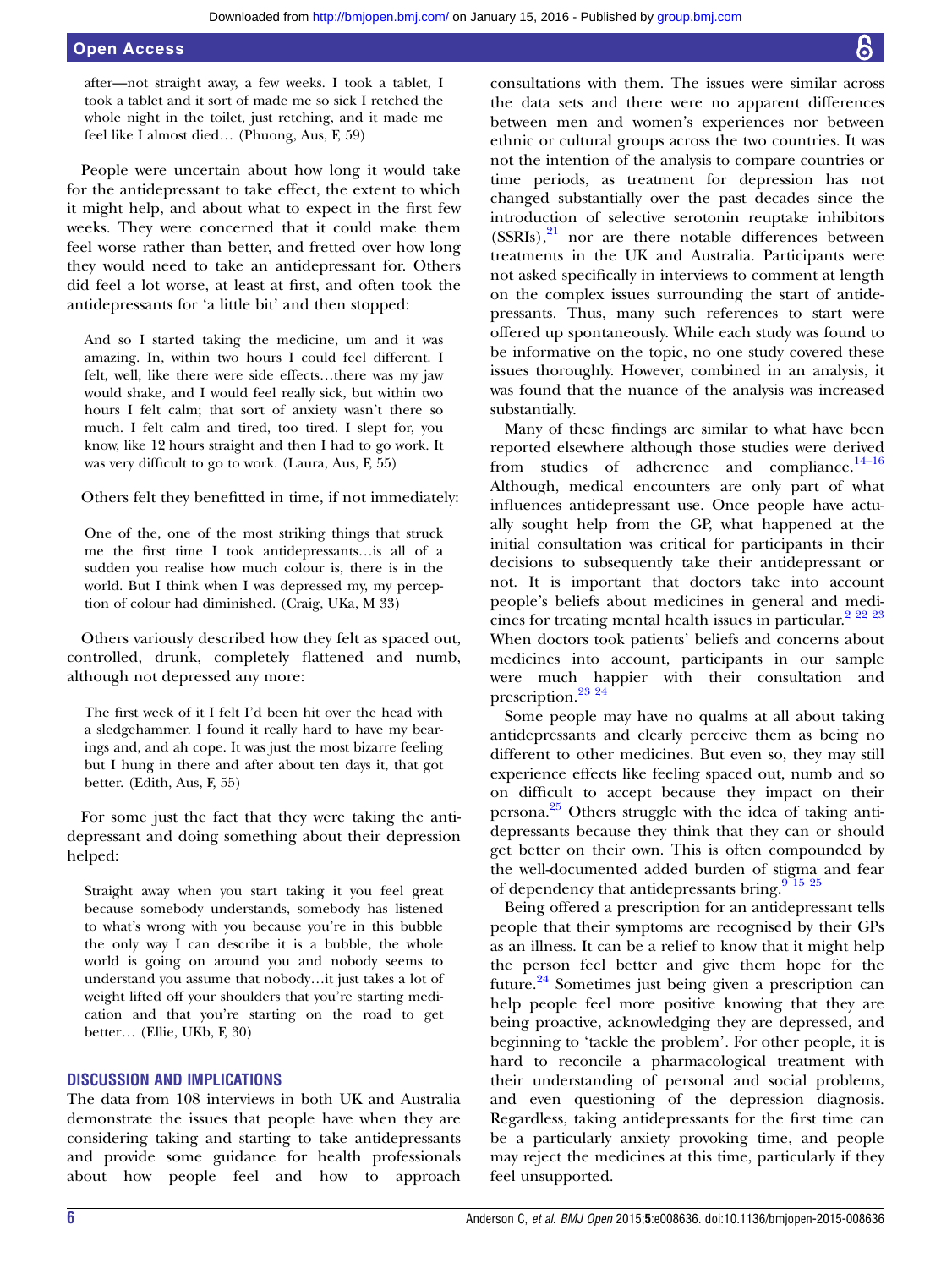after—not straight away, a few weeks. I took a tablet, I took a tablet and it sort of made me so sick I retched the whole night in the toilet, just retching, and it made me feel like I almost died… (Phuong, Aus, F, 59)

People were uncertain about how long it would take for the antidepressant to take effect, the extent to which it might help, and about what to expect in the first few weeks. They were concerned that it could make them feel worse rather than better, and fretted over how long they would need to take an antidepressant for. Others did feel a lot worse, at least at first, and often took the antidepressants for 'a little bit' and then stopped:

> And so I started taking the medicine, um and it was amazing. In, within two hours I could feel different. I felt, well, like there were side effects…there was my jaw would shake, and I would feel really sick, but within two hours I felt calm; that sort of anxiety wasn't there so much. I felt calm and tired, too tired. I slept for, you know, like 12 hours straight and then I had to go work. It was very difficult to go to work. (Laura, Aus, F, 55)

Others felt they benefitted in time, if not immediately:

> One of the, one of the most striking things that struck me the first time I took antidepressants…is all of a sudden you realise how much colour is, there is in the world. But I think when I was depressed my, my perception of colour had diminished. (Craig, UKa, M 33)

Others variously described how they felt as spaced out, controlled, drunk, completely flattened and numb, although not depressed any more:

> The first week of it I felt I'd been hit over the head with a sledgehammer. I found it really hard to have my bearings and, and ah cope. It was just the most bizarre feeling but I hung in there and after about ten days it, that got better. (Edith, Aus, F, 55)

For some just the fact that they were taking the antidepressant and doing something about their depression helped:

> Straight away when you start taking it you feel great because somebody understands, somebody has listened to what's wrong with you because you're in this bubble the only way I can describe it is a bubble, the whole world is going on around you and nobody seems to understand you assume that nobody…it just takes a lot of weight lifted off your shoulders that you're starting medication and that you're starting on the road to get better… (Ellie, UKb, F, 30)

## DISCUSSION AND IMPLICATIONS

The data from 108 interviews in both UK and Australia demonstrate the issues that people have when they are considering taking and starting to take antidepressants and provide some guidance for health professionals about how people feel and how to approach consultations with them. The issues were similar across the data sets and there were no apparent differences between men and women's experiences nor between ethnic or cultural groups across the two countries. It was not the intention of the analysis to compare countries or time periods, as treatment for depression has not changed substantially over the past decades since the introduction of selective serotonin reuptake inhibitors (SSRIs),[21] nor are there notable differences between treatments in the UK and Australia. Participants were not asked specifically in interviews to comment at length on the complex issues surrounding the start of antidepressants. Thus, many such references to start were offered up spontaneously. While each study was found to be informative on the topic, no one study covered these issues thoroughly. However, combined in an analysis, it was found that the nuance of the analysis was increased substantially.

Many of these findings are similar to what have been reported elsewhere although those studies were derived from studies of adherence and compliance.[14–16] Although, medical encounters are only part of what influences antidepressant use. Once people have actually sought help from the GP, what happened at the initial consultation was critical for participants in their decisions to subsequently take their antidepressant or not. It is important that doctors take into account people's beliefs about medicines in general and medicines for treating mental health issues in particular.[2 22 23] When doctors took patients' beliefs and concerns about medicines into account, participants in our sample were much happier with their consultation and prescription.[23 24]

Some people may have no qualms at all about taking antidepressants and clearly perceive them as being no different to other medicines. But even so, they may still experience effects like feeling spaced out, numb and so on difficult to accept because they impact on their persona.[25] Others struggle with the idea of taking antidepressants because they think that they can or should get better on their own. This is often compounded by the well-documented added burden of stigma and fear of dependency that antidepressants bring.[9 15 25]

Being offered a prescription for an antidepressant tells people that their symptoms are recognised by their GPs as an illness. It can be a relief to know that it might help the person feel better and give them hope for the future.[24] Sometimes just being given a prescription can help people feel more positive knowing that they are being proactive, acknowledging they are depressed, and beginning to 'tackle the problem'. For other people, it is hard to reconcile a pharmacological treatment with their understanding of personal and social problems, and even questioning of the depression diagnosis. Regardless, taking antidepressants for the first time can be a particularly anxiety provoking time, and people may reject the medicines at this time, particularly if they feel unsupported.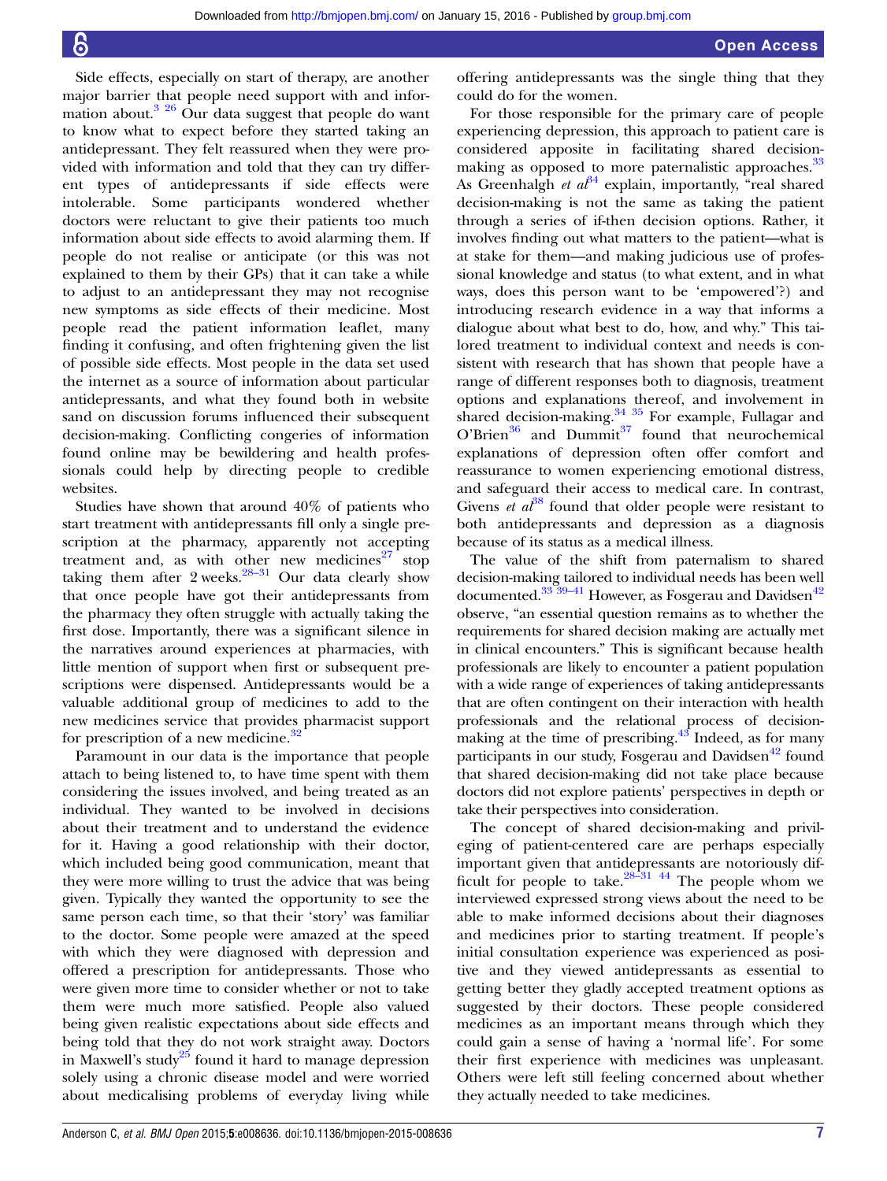Side effects, especially on start of therapy, are another major barrier that people need support with and information about.[3 26] Our data suggest that people do want to know what to expect before they started taking an antidepressant. They felt reassured when they were provided with information and told that they can try different types of antidepressants if side effects were intolerable. Some participants wondered whether doctors were reluctant to give their patients too much information about side effects to avoid alarming them. If people do not realise or anticipate (or this was not explained to them by their GPs) that it can take a while to adjust to an antidepressant they may not recognise new symptoms as side effects of their medicine. Most people read the patient information leaflet, many finding it confusing, and often frightening given the list of possible side effects. Most people in the data set used the internet as a source of information about particular antidepressants, and what they found both in website sand on discussion forums influenced their subsequent decision-making. Conflicting congeries of information found online may be bewildering and health professionals could help by directing people to credible websites.

Studies have shown that around 40% of patients who start treatment with antidepressants fill only a single prescription at the pharmacy, apparently not accepting treatment and, as with other new medicines[27] stop taking them after 2 weeks.[28–31] Our data clearly show that once people have got their antidepressants from the pharmacy they often struggle with actually taking the first dose. Importantly, there was a significant silence in the narratives around experiences at pharmacies, with little mention of support when first or subsequent prescriptions were dispensed. Antidepressants would be a valuable additional group of medicines to add to the new medicines service that provides pharmacist support for prescription of a new medicine.[32]

Paramount in our data is the importance that people attach to being listened to, to have time spent with them considering the issues involved, and being treated as an individual. They wanted to be involved in decisions about their treatment and to understand the evidence for it. Having a good relationship with their doctor, which included being good communication, meant that they were more willing to trust the advice that was being given. Typically they wanted the opportunity to see the same person each time, so that their 'story' was familiar to the doctor. Some people were amazed at the speed with which they were diagnosed with depression and offered a prescription for antidepressants. Those who were given more time to consider whether or not to take them were much more satisfied. People also valued being given realistic expectations about side effects and being told that they do not work straight away. Doctors in Maxwell's study[25] found it hard to manage depression solely using a chronic disease model and were worried about medicalising problems of everyday living while offering antidepressants was the single thing that they could do for the women.

For those responsible for the primary care of people experiencing depression, this approach to patient care is considered apposite in facilitating shared decision-making as opposed to more paternalistic approaches.[33] As Greenhalgh *et al*[34] explain, importantly, "real shared decision-making is not the same as taking the patient through a series of if-then decision options. Rather, it involves finding out what matters to the patient—what is at stake for them—and making judicious use of professional knowledge and status (to what extent, and in what ways, does this person want to be 'empowered'?) and introducing research evidence in a way that informs a dialogue about what best to do, how, and why." This tailored treatment to individual context and needs is consistent with research that has shown that people have a range of different responses both to diagnosis, treatment options and explanations thereof, and involvement in shared decision-making.[34 35] For example, Fullagar and O'Brien[36] and Dummit[37] found that neurochemical explanations of depression often offer comfort and reassurance to women experiencing emotional distress, and safeguard their access to medical care. In contrast, Givens *et al*[38] found that older people were resistant to both antidepressants and depression as a diagnosis because of its status as a medical illness.

The value of the shift from paternalism to shared decision-making tailored to individual needs has been well documented.[33 39–41] However, as Fosgerau and Davidsen[42] observe, "an essential question remains as to whether the requirements for shared decision making are actually met in clinical encounters." This is significant because health professionals are likely to encounter a patient population with a wide range of experiences of taking antidepressants that are often contingent on their interaction with health professionals and the relational process of decision-making at the time of prescribing.[43] Indeed, as for many participants in our study, Fosgerau and Davidsen[42] found that shared decision-making did not take place because doctors did not explore patients' perspectives in depth or take their perspectives into consideration.

The concept of shared decision-making and privileging of patient-centered care are perhaps especially important given that antidepressants are notoriously difficult for people to take.[28–31 44] The people whom we interviewed expressed strong views about the need to be able to make informed decisions about their diagnoses and medicines prior to starting treatment. If people's initial consultation experience was experienced as positive and they viewed antidepressants as essential to getting better they gladly accepted treatment options as suggested by their doctors. These people considered medicines as an important means through which they could gain a sense of having a 'normal life'. For some their first experience with medicines was unpleasant. Others were left still feeling concerned about whether they actually needed to take medicines.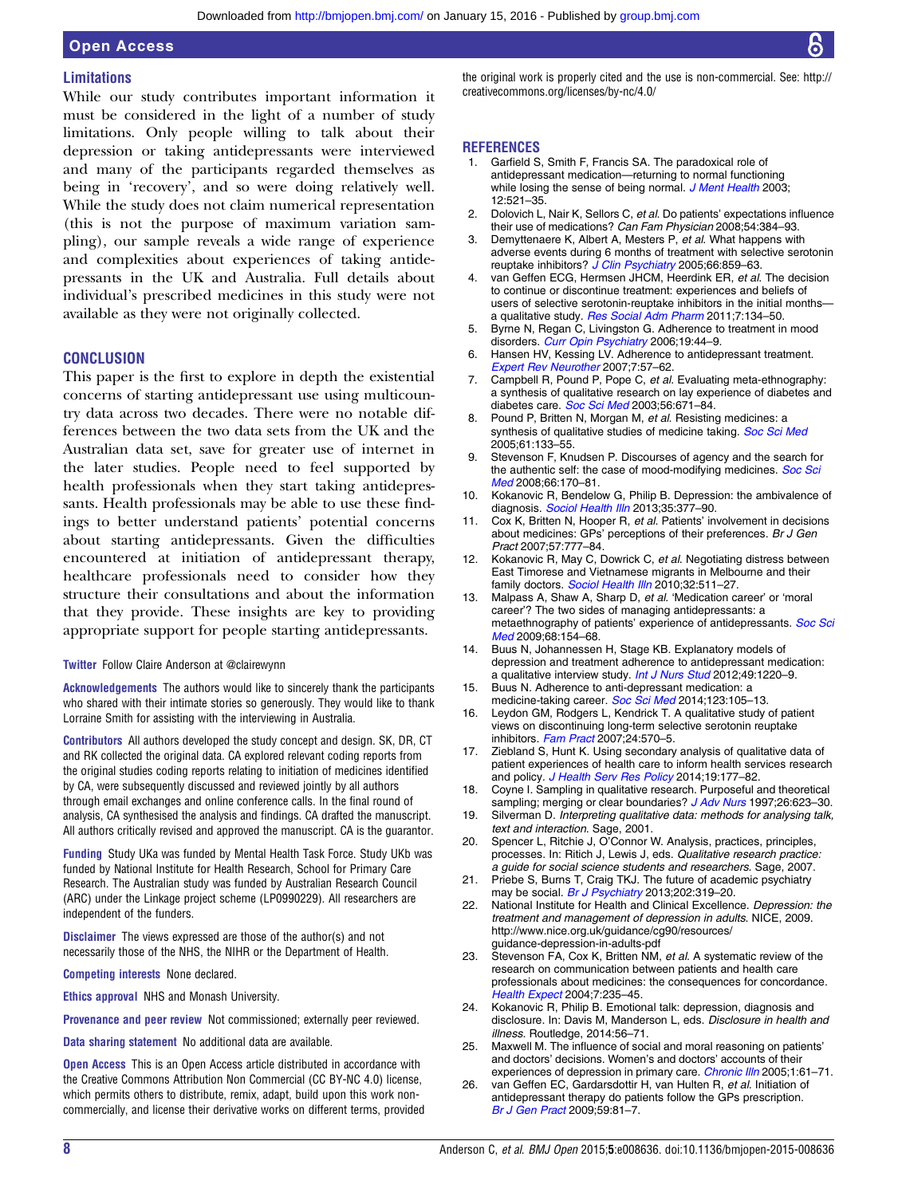## Limitations

While our study contributes important information it must be considered in the light of a number of study limitations. Only people willing to talk about their depression or taking antidepressants were interviewed and many of the participants regarded themselves as being in 'recovery', and so were doing relatively well. While the study does not claim numerical representation (this is not the purpose of maximum variation sampling), our sample reveals a wide range of experience and complexities about experiences of taking antidepressants in the UK and Australia. Full details about individual's prescribed medicines in this study were not available as they were not originally collected.

## CONCLUSION

This paper is the first to explore in depth the existential concerns of starting antidepressant use using multicountry data across two decades. There were no notable differences between the two data sets from the UK and the Australian data set, save for greater use of internet in the later studies. People need to feel supported by health professionals when they start taking antidepressants. Health professionals may be able to use these findings to better understand patients' potential concerns about starting antidepressants. Given the difficulties encountered at initiation of antidepressant therapy, healthcare professionals need to consider how they structure their consultations and about the information that they provide. These insights are key to providing appropriate support for people starting antidepressants.

**Twitter** Follow Claire Anderson at @clairewynn

**Acknowledgements** The authors would like to sincerely thank the participants who shared with their intimate stories so generously. They would like to thank Lorraine Smith for assisting with the interviewing in Australia.

**Contributors** All authors developed the study concept and design. SK, DR, CT and RK collected the original data. CA explored relevant coding reports from the original studies coding reports relating to initiation of medicines identified by CA, were subsequently discussed and reviewed jointly by all authors through email exchanges and online conference calls. In the final round of analysis, CA synthesised the analysis and findings. CA drafted the manuscript. All authors critically revised and approved the manuscript. CA is the guarantor.

**Funding** Study UKa was funded by Mental Health Task Force. Study UKb was funded by National Institute for Health Research, School for Primary Care Research. The Australian study was funded by Australian Research Council (ARC) under the Linkage project scheme (LP0990229). All researchers are independent of the funders.

**Disclaimer** The views expressed are those of the author(s) and not necessarily those of the NHS, the NIHR or the Department of Health.

**Competing interests** None declared.

**Ethics approval** NHS and Monash University.

**Provenance and peer review** Not commissioned; externally peer reviewed.

**Data sharing statement** No additional data are available.

**Open Access** This is an Open Access article distributed in accordance with the Creative Commons Attribution Non Commercial (CC BY-NC 4.0) license, which permits others to distribute, remix, adapt, build upon this work non-commercially, and license their derivative works on different terms, provided the original work is properly cited and the use is non-commercial. See: http://creativecommons.org/licenses/by-nc/4.0/

## REFERENCES

1. Garfield S, Smith F, Francis SA. The paradoxical role of antidepressant medication—returning to normal functioning while losing the sense of being normal. *J Ment Health* 2003;12:521–35.
2. Dolovich L, Nair K, Sellors C, *et al*. Do patients' expectations influence their use of medications? *Can Fam Physician* 2008;54:384–93.
3. Demyttenaere K, Albert A, Mesters P, *et al*. What happens with adverse events during 6 months of treatment with selective serotonin reuptake inhibitors? *J Clin Psychiatry* 2005;66:859–63.
4. van Geffen ECG, Hermsen JHCM, Heerdink ER, *et al*. The decision to continue or discontinue treatment: experiences and beliefs of users of selective serotonin-reuptake inhibitors in the initial months—a qualitative study. *Res Social Adm Pharm* 2011;7:134–50.
5. Byrne N, Regan C, Livingston G. Adherence to treatment in mood disorders. *Curr Opin Psychiatry* 2006;19:44–9.
6. Hansen HV, Kessing LV. Adherence to antidepressant treatment. *Expert Rev Neurother* 2007;7:57–62.
7. Campbell R, Pound P, Pope C, *et al*. Evaluating meta-ethnography: a synthesis of qualitative research on lay experience of diabetes and diabetes care. *Soc Sci Med* 2003;56:671–84.
8. Pound P, Britten N, Morgan M, *et al*. Resisting medicines: a synthesis of qualitative studies of medicine taking. *Soc Sci Med* 2005;61:133–55.
9. Stevenson F, Knudsen P. Discourses of agency and the search for the authentic self: the case of mood-modifying medicines. *Soc Sci Med* 2008;66:170–81.
10. Kokanovic R, Bendelow G, Philip B. Depression: the ambivalence of diagnosis. *Sociol Health Illn* 2013;35:377–90.
11. Cox K, Britten N, Hooper R, *et al*. Patients' involvement in decisions about medicines: GPs' perceptions of their preferences. *Br J Gen Pract* 2007;57:777–84.
12. Kokanovic R, May C, Dowrick C, *et al*. Negotiating distress between East Timorese and Vietnamese migrants in Melbourne and their family doctors. *Sociol Health Illn* 2010;32:511–27.
13. Malpass A, Shaw A, Sharp D, *et al*. 'Medication career' or 'moral career'? The two sides of managing antidepressants: a metaethnography of patients' experience of antidepressants. *Soc Sci Med* 2009;68:154–68.
14. Buus N, Johannessen H, Stage KB. Explanatory models of depression and treatment adherence to antidepressant medication: a qualitative interview study. *Int J Nurs Stud* 2012;49:1220–9.
15. Buus N. Adherence to anti-depressant medication: a medicine-taking career. *Soc Sci Med* 2014;123:105–13.
16. Leydon GM, Rodgers L, Kendrick T. A qualitative study of patient views on discontinuing long-term selective serotonin reuptake inhibitors. *Fam Pract* 2007;24:570–5.
17. Ziebland S, Hunt K. Using secondary analysis of qualitative data of patient experiences of health care to inform health services research and policy. *J Health Serv Res Policy* 2014;19:177–82.
18. Coyne I. Sampling in qualitative research. Purposeful and theoretical sampling; merging or clear boundaries? *J Adv Nurs* 1997;26:623–30.
19. Silverman D. *Interpreting qualitative data: methods for analysing talk, text and interaction*. Sage, 2001.
20. Spencer L, Ritchie J, O'Connor W. Analysis, practices, principles, processes. In: Ritich J, Lewis J, eds. *Qualitative research practice: a guide for social science students and researchers*. Sage, 2007.
21. Priebe S, Burns T, Craig TKJ. The future of academic psychiatry may be social. *Br J Psychiatry* 2013;202:319–20.
22. National Institute for Health and Clinical Excellence. *Depression: the treatment and management of depression in adults*. NICE, 2009. http://www.nice.org.uk/guidance/cg90/resources/guidance-depression-in-adults-pdf
23. Stevenson FA, Cox K, Britten NM, *et al*. A systematic review of the research on communication between patients and health care professionals about medicines: the consequences for concordance. *Health Expect* 2004;7:235–45.
24. Kokanovic R, Philip B. Emotional talk: depression, diagnosis and disclosure. In: Davis M, Manderson L, eds. *Disclosure in health and illness*. Routledge, 2014:56–71.
25. Maxwell M. The influence of social and moral reasoning on patients' and doctors' decisions. Women's and doctors' accounts of their experiences of depression in primary care. *Chronic Illn* 2005;1:61–71.
26. van Geffen EC, Gardarsdottir H, van Hulten R, *et al*. Initiation of antidepressant therapy do patients follow the GPs prescription. *Br J Gen Pract* 2009;59:81–7.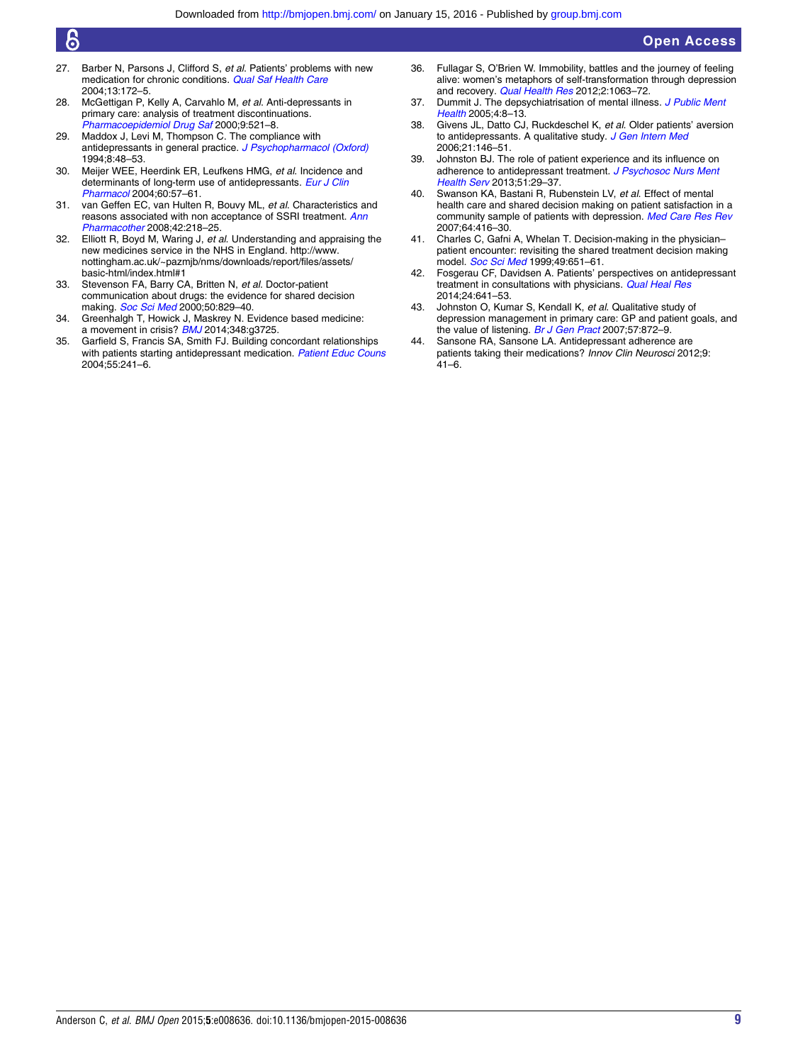27. Barber N, Parsons J, Clifford S, *et al*. Patients' problems with new medication for chronic conditions. *Qual Saf Health Care* 2004;13:172–5.
28. McGettigan P, Kelly A, Carvahlo M, *et al*. Anti-depressants in primary care: analysis of treatment discontinuations. *Pharmacoepidemiol Drug Saf* 2000;9:521–8.
29. Maddox J, Levi M, Thompson C. The compliance with antidepressants in general practice. *J Psychopharmacol (Oxford)* 1994;8:48–53.
30. Meijer WEE, Heerdink ER, Leufkens HMG, *et al*. Incidence and determinants of long-term use of antidepressants. *Eur J Clin Pharmacol* 2004;60:57–61.
31. van Geffen EC, van Hulten R, Bouvy ML, *et al*. Characteristics and reasons associated with non acceptance of SSRI treatment. *Ann Pharmacother* 2008;42:218–25.
32. Elliott R, Boyd M, Waring J, *et al*. Understanding and appraising the new medicines service in the NHS in England. http://www.nottingham.ac.uk/~pazmjb/nms/downloads/report/files/assets/basic-html/index.html#1
33. Stevenson FA, Barry CA, Britten N, *et al*. Doctor-patient communication about drugs: the evidence for shared decision making. *Soc Sci Med* 2000;50:829–40.
34. Greenhalgh T, Howick J, Maskrey N. Evidence based medicine: a movement in crisis? *BMJ* 2014;348:g3725.
35. Garfield S, Francis SA, Smith FJ. Building concordant relationships with patients starting antidepressant medication. *Patient Educ Couns* 2004;55:241–6.
36. Fullagar S, O'Brien W. Immobility, battles and the journey of feeling alive: women's metaphors of self-transformation through depression and recovery. *Qual Health Res* 2012;2:1063–72.
37. Dummit J. The depsychiatrisation of mental illness. *J Public Ment Health* 2005;4:8–13.
38. Givens JL, Datto CJ, Ruckdeschel K, *et al*. Older patients' aversion to antidepressants. A qualitative study. *J Gen Intern Med* 2006;21:146–51.
39. Johnston BJ. The role of patient experience and its influence on adherence to antidepressant treatment. *J Psychosoc Nurs Ment Health Serv* 2013;51:29–37.
40. Swanson KA, Bastani R, Rubenstein LV, *et al*. Effect of mental health care and shared decision making on patient satisfaction in a community sample of patients with depression. *Med Care Res Rev* 2007;64:416–30.
41. Charles C, Gafni A, Whelan T. Decision-making in the physician–patient encounter: revisiting the shared treatment decision making model. *Soc Sci Med* 1999;49:651–61.
42. Fosgerau CF, Davidsen A. Patients' perspectives on antidepressant treatment in consultations with physicians. *Qual Heal Res* 2014;24:641–53.
43. Johnston O, Kumar S, Kendall K, *et al*. Qualitative study of depression management in primary care: GP and patient goals, and the value of listening. *Br J Gen Pract* 2007;57:872–9.
44. Sansone RA, Sansone LA. Antidepressant adherence are patients taking their medications? *Innov Clin Neurosci* 2012;9:41–6.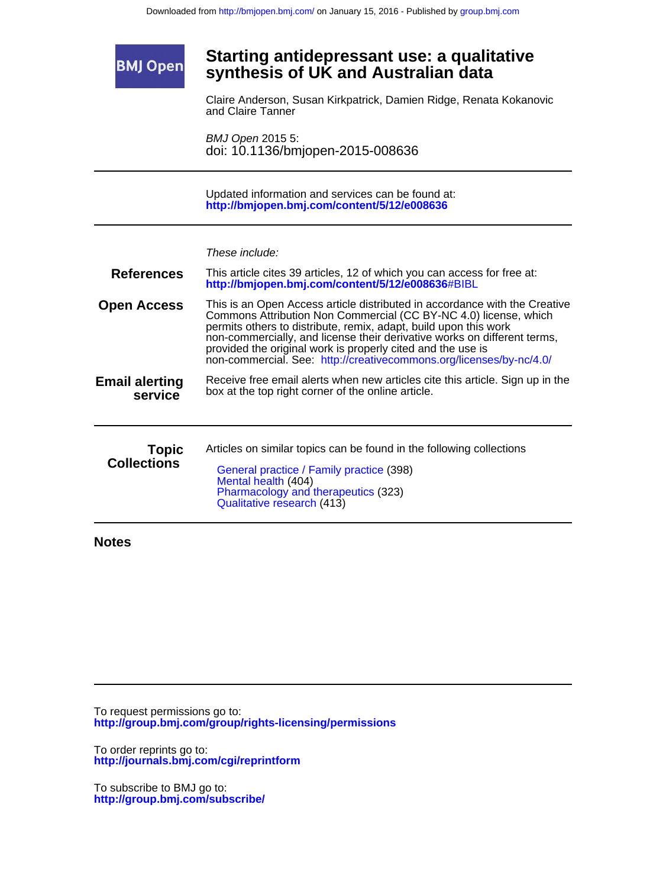Downloaded from http://bmjopen.bmj.com/ on January 15, 2016 - Published by group.bmj.com

BMJ Open

# Starting antidepressant use: a qualitative synthesis of UK and Australian data

Claire Anderson, Susan Kirkpatrick, Damien Ridge, Renata Kokanovic and Claire Tanner

*BMJ Open* 2015 5:
doi: 10.1136/bmjopen-2015-008636

Updated information and services can be found at:
**http://bmjopen.bmj.com/content/5/12/e008636**

*These include:*

**References**

This article cites 39 articles, 12 of which you can access for free at:
**http://bmjopen.bmj.com/content/5/12/e008636**#BIBL

**Open Access**

This is an Open Access article distributed in accordance with the Creative Commons Attribution Non Commercial (CC BY-NC 4.0) license, which permits others to distribute, remix, adapt, build upon this work non-commercially, and license their derivative works on different terms, provided the original work is properly cited and the use is non-commercial. See: http://creativecommons.org/licenses/by-nc/4.0/

**Email alerting service**

Receive free email alerts when new articles cite this article. Sign up in the box at the top right corner of the online article.

**Topic Collections**

Articles on similar topics can be found in the following collections

- General practice / Family practice (398)
- Mental health (404)
- Pharmacology and therapeutics (323)
- Qualitative research (413)

## Notes

To request permissions go to:
**http://group.bmj.com/group/rights-licensing/permissions**

To order reprints go to:
**http://journals.bmj.com/cgi/reprintform**

To subscribe to BMJ go to:
**http://group.bmj.com/subscribe/**